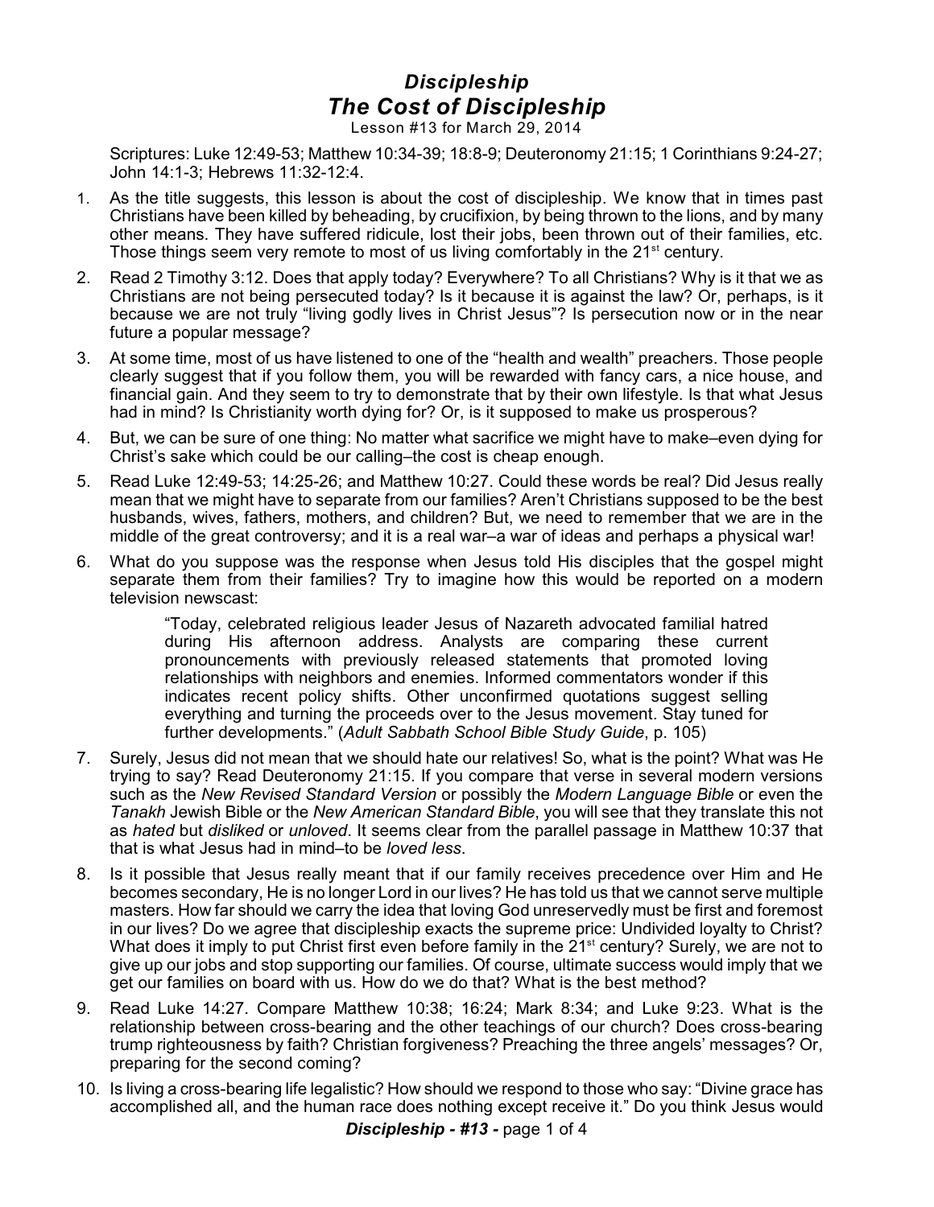# *Discipleship*

## *The Cost of Discipleship*

Lesson #13 for March 29, 2014

Scriptures: Luke 12:49-53; Matthew 10:34-39; 18:8-9; Deuteronomy 21:15; 1 Corinthians 9:24-27; John 14:1-3; Hebrews 11:32-12:4.

1. As the title suggests, this lesson is about the cost of discipleship. We know that in times past Christians have been killed by beheading, by crucifixion, by being thrown to the lions, and by many other means. They have suffered ridicule, lost their jobs, been thrown out of their families, etc. Those things seem very remote to most of us living comfortably in the 21st century.
2. Read 2 Timothy 3:12. Does that apply today? Everywhere? To all Christians? Why is it that we as Christians are not being persecuted today? Is it because it is against the law? Or, perhaps, is it because we are not truly "living godly lives in Christ Jesus"? Is persecution now or in the near future a popular message?
3. At some time, most of us have listened to one of the "health and wealth" preachers. Those people clearly suggest that if you follow them, you will be rewarded with fancy cars, a nice house, and financial gain. And they seem to try to demonstrate that by their own lifestyle. Is that what Jesus had in mind? Is Christianity worth dying for? Or, is it supposed to make us prosperous?
4. But, we can be sure of one thing: No matter what sacrifice we might have to make–even dying for Christ's sake which could be our calling–the cost is cheap enough.
5. Read Luke 12:49-53; 14:25-26; and Matthew 10:27. Could these words be real? Did Jesus really mean that we might have to separate from our families? Aren't Christians supposed to be the best husbands, wives, fathers, mothers, and children? But, we need to remember that we are in the middle of the great controversy; and it is a real war–a war of ideas and perhaps a physical war!
6. What do you suppose was the response when Jesus told His disciples that the gospel might separate them from their families? Try to imagine how this would be reported on a modern television newscast:

   > "Today, celebrated religious leader Jesus of Nazareth advocated familial hatred during His afternoon address. Analysts are comparing these current pronouncements with previously released statements that promoted loving relationships with neighbors and enemies. Informed commentators wonder if this indicates recent policy shifts. Other unconfirmed quotations suggest selling everything and turning the proceeds over to the Jesus movement. Stay tuned for further developments." (*Adult Sabbath School Bible Study Guide*, p. 105)

7. Surely, Jesus did not mean that we should hate our relatives! So, what is the point? What was He trying to say? Read Deuteronomy 21:15. If you compare that verse in several modern versions such as the *New Revised Standard Version* or possibly the *Modern Language Bible* or even the *Tanakh* Jewish Bible or the *New American Standard Bible*, you will see that they translate this not as *hated* but *disliked* or *unloved*. It seems clear from the parallel passage in Matthew 10:37 that that is what Jesus had in mind–to be *loved less*.
8. Is it possible that Jesus really meant that if our family receives precedence over Him and He becomes secondary, He is no longer Lord in our lives? He has told us that we cannot serve multiple masters. How far should we carry the idea that loving God unreservedly must be first and foremost in our lives? Do we agree that discipleship exacts the supreme price: Undivided loyalty to Christ? What does it imply to put Christ first even before family in the 21st century? Surely, we are not to give up our jobs and stop supporting our families. Of course, ultimate success would imply that we get our families on board with us. How do we do that? What is the best method?
9. Read Luke 14:27. Compare Matthew 10:38; 16:24; Mark 8:34; and Luke 9:23. What is the relationship between cross-bearing and the other teachings of our church? Does cross-bearing trump righteousness by faith? Christian forgiveness? Preaching the three angels' messages? Or, preparing for the second coming?
10. Is living a cross-bearing life legalistic? How should we respond to those who say: "Divine grace has accomplished all, and the human race does nothing except receive it." Do you think Jesus would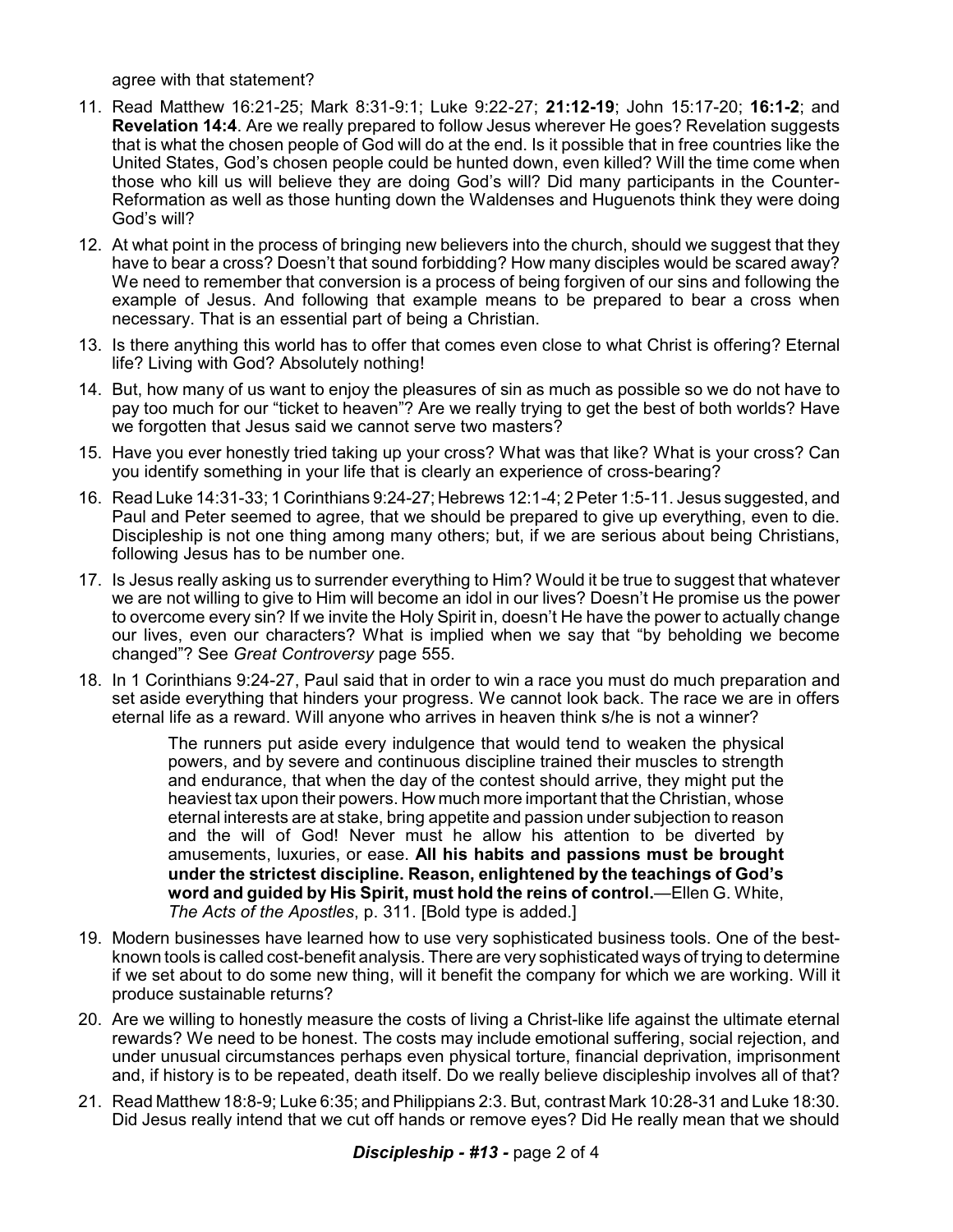agree with that statement?

11. Read Matthew 16:21-25; Mark 8:31-9:1; Luke 9:22-27; **21:12-19**; John 15:17-20; **16:1-2**; and **Revelation 14:4**. Are we really prepared to follow Jesus wherever He goes? Revelation suggests that is what the chosen people of God will do at the end. Is it possible that in free countries like the United States, God's chosen people could be hunted down, even killed? Will the time come when those who kill us will believe they are doing God's will? Did many participants in the Counter-Reformation as well as those hunting down the Waldenses and Huguenots think they were doing God's will?

12. At what point in the process of bringing new believers into the church, should we suggest that they have to bear a cross? Doesn't that sound forbidding? How many disciples would be scared away? We need to remember that conversion is a process of being forgiven of our sins and following the example of Jesus. And following that example means to be prepared to bear a cross when necessary. That is an essential part of being a Christian.

13. Is there anything this world has to offer that comes even close to what Christ is offering? Eternal life? Living with God? Absolutely nothing!

14. But, how many of us want to enjoy the pleasures of sin as much as possible so we do not have to pay too much for our "ticket to heaven"? Are we really trying to get the best of both worlds? Have we forgotten that Jesus said we cannot serve two masters?

15. Have you ever honestly tried taking up your cross? What was that like? What is your cross? Can you identify something in your life that is clearly an experience of cross-bearing?

16. Read Luke 14:31-33; 1 Corinthians 9:24-27; Hebrews 12:1-4; 2 Peter 1:5-11. Jesus suggested, and Paul and Peter seemed to agree, that we should be prepared to give up everything, even to die. Discipleship is not one thing among many others; but, if we are serious about being Christians, following Jesus has to be number one.

17. Is Jesus really asking us to surrender everything to Him? Would it be true to suggest that whatever we are not willing to give to Him will become an idol in our lives? Doesn't He promise us the power to overcome every sin? If we invite the Holy Spirit in, doesn't He have the power to actually change our lives, even our characters? What is implied when we say that "by beholding we become changed"? See *Great Controversy* page 555.

18. In 1 Corinthians 9:24-27, Paul said that in order to win a race you must do much preparation and set aside everything that hinders your progress. We cannot look back. The race we are in offers eternal life as a reward. Will anyone who arrives in heaven think s/he is not a winner?

    > The runners put aside every indulgence that would tend to weaken the physical powers, and by severe and continuous discipline trained their muscles to strength and endurance, that when the day of the contest should arrive, they might put the heaviest tax upon their powers. How much more important that the Christian, whose eternal interests are at stake, bring appetite and passion under subjection to reason and the will of God! Never must he allow his attention to be diverted by amusements, luxuries, or ease. **All his habits and passions must be brought under the strictest discipline. Reason, enlightened by the teachings of God's word and guided by His Spirit, must hold the reins of control.**—Ellen G. White, *The Acts of the Apostles*, p. 311. [Bold type is added.]

19. Modern businesses have learned how to use very sophisticated business tools. One of the best-known tools is called cost-benefit analysis. There are very sophisticated ways of trying to determine if we set about to do some new thing, will it benefit the company for which we are working. Will it produce sustainable returns?

20. Are we willing to honestly measure the costs of living a Christ-like life against the ultimate eternal rewards? We need to be honest. The costs may include emotional suffering, social rejection, and under unusual circumstances perhaps even physical torture, financial deprivation, imprisonment and, if history is to be repeated, death itself. Do we really believe discipleship involves all of that?

21. Read Matthew 18:8-9; Luke 6:35; and Philippians 2:3. But, contrast Mark 10:28-31 and Luke 18:30. Did Jesus really intend that we cut off hands or remove eyes? Did He really mean that we should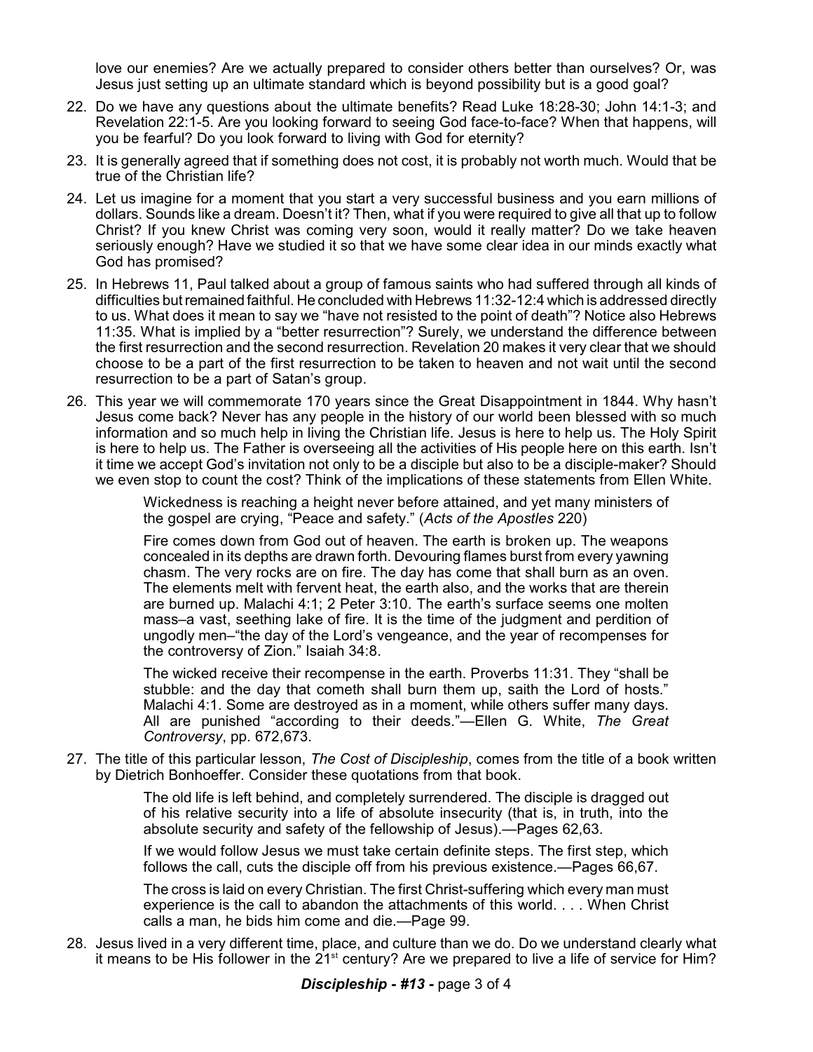love our enemies? Are we actually prepared to consider others better than ourselves? Or, was Jesus just setting up an ultimate standard which is beyond possibility but is a good goal?

22. Do we have any questions about the ultimate benefits? Read Luke 18:28-30; John 14:1-3; and Revelation 22:1-5. Are you looking forward to seeing God face-to-face? When that happens, will you be fearful? Do you look forward to living with God for eternity?

23. It is generally agreed that if something does not cost, it is probably not worth much. Would that be true of the Christian life?

24. Let us imagine for a moment that you start a very successful business and you earn millions of dollars. Sounds like a dream. Doesn't it? Then, what if you were required to give all that up to follow Christ? If you knew Christ was coming very soon, would it really matter? Do we take heaven seriously enough? Have we studied it so that we have some clear idea in our minds exactly what God has promised?

25. In Hebrews 11, Paul talked about a group of famous saints who had suffered through all kinds of difficulties but remained faithful. He concluded with Hebrews 11:32-12:4 which is addressed directly to us. What does it mean to say we "have not resisted to the point of death"? Notice also Hebrews 11:35. What is implied by a "better resurrection"? Surely, we understand the difference between the first resurrection and the second resurrection. Revelation 20 makes it very clear that we should choose to be a part of the first resurrection to be taken to heaven and not wait until the second resurrection to be a part of Satan's group.

26. This year we will commemorate 170 years since the Great Disappointment in 1844. Why hasn't Jesus come back? Never has any people in the history of our world been blessed with so much information and so much help in living the Christian life. Jesus is here to help us. The Holy Spirit is here to help us. The Father is overseeing all the activities of His people here on this earth. Isn't it time we accept God's invitation not only to be a disciple but also to be a disciple-maker? Should we even stop to count the cost? Think of the implications of these statements from Ellen White.

    > Wickedness is reaching a height never before attained, and yet many ministers of the gospel are crying, "Peace and safety." (*Acts of the Apostles* 220)
    >
    > Fire comes down from God out of heaven. The earth is broken up. The weapons concealed in its depths are drawn forth. Devouring flames burst from every yawning chasm. The very rocks are on fire. The day has come that shall burn as an oven. The elements melt with fervent heat, the earth also, and the works that are therein are burned up. Malachi 4:1; 2 Peter 3:10. The earth's surface seems one molten mass–a vast, seething lake of fire. It is the time of the judgment and perdition of ungodly men–"the day of the Lord's vengeance, and the year of recompenses for the controversy of Zion." Isaiah 34:8.
    >
    > The wicked receive their recompense in the earth. Proverbs 11:31. They "shall be stubble: and the day that cometh shall burn them up, saith the Lord of hosts." Malachi 4:1. Some are destroyed as in a moment, while others suffer many days. All are punished "according to their deeds."—Ellen G. White, *The Great Controversy*, pp. 672,673.

27. The title of this particular lesson, *The Cost of Discipleship*, comes from the title of a book written by Dietrich Bonhoeffer. Consider these quotations from that book.

    > The old life is left behind, and completely surrendered. The disciple is dragged out of his relative security into a life of absolute insecurity (that is, in truth, into the absolute security and safety of the fellowship of Jesus).—Pages 62,63.
    >
    > If we would follow Jesus we must take certain definite steps. The first step, which follows the call, cuts the disciple off from his previous existence.—Pages 66,67.
    >
    > The cross is laid on every Christian. The first Christ-suffering which every man must experience is the call to abandon the attachments of this world. . . . When Christ calls a man, he bids him come and die.—Page 99.

28. Jesus lived in a very different time, place, and culture than we do. Do we understand clearly what it means to be His follower in the 21st century? Are we prepared to live a life of service for Him?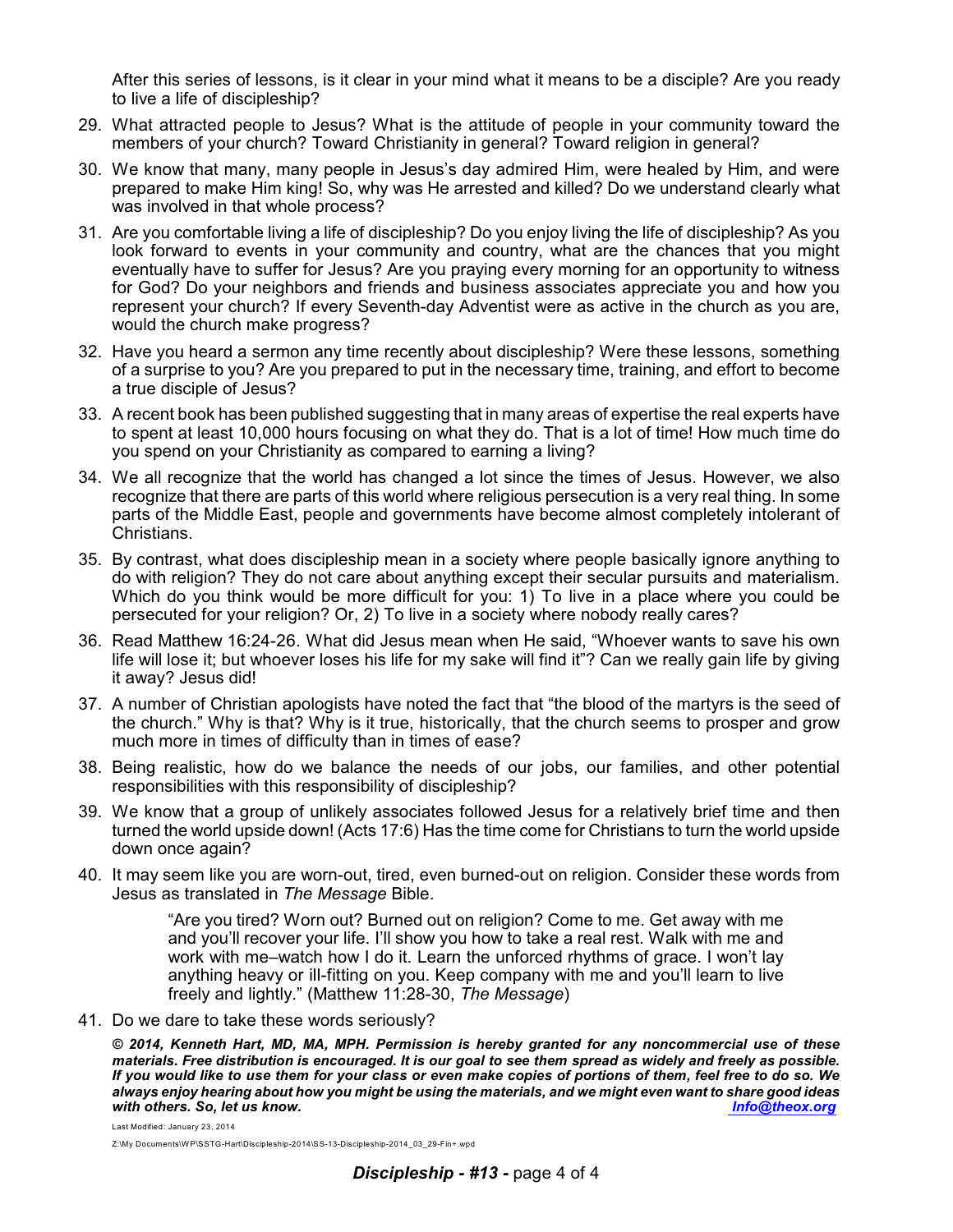After this series of lessons, is it clear in your mind what it means to be a disciple? Are you ready to live a life of discipleship?

29. What attracted people to Jesus? What is the attitude of people in your community toward the members of your church? Toward Christianity in general? Toward religion in general?
30. We know that many, many people in Jesus's day admired Him, were healed by Him, and were prepared to make Him king! So, why was He arrested and killed? Do we understand clearly what was involved in that whole process?
31. Are you comfortable living a life of discipleship? Do you enjoy living the life of discipleship? As you look forward to events in your community and country, what are the chances that you might eventually have to suffer for Jesus? Are you praying every morning for an opportunity to witness for God? Do your neighbors and friends and business associates appreciate you and how you represent your church? If every Seventh-day Adventist were as active in the church as you are, would the church make progress?
32. Have you heard a sermon any time recently about discipleship? Were these lessons, something of a surprise to you? Are you prepared to put in the necessary time, training, and effort to become a true disciple of Jesus?
33. A recent book has been published suggesting that in many areas of expertise the real experts have to spent at least 10,000 hours focusing on what they do. That is a lot of time! How much time do you spend on your Christianity as compared to earning a living?
34. We all recognize that the world has changed a lot since the times of Jesus. However, we also recognize that there are parts of this world where religious persecution is a very real thing. In some parts of the Middle East, people and governments have become almost completely intolerant of Christians.
35. By contrast, what does discipleship mean in a society where people basically ignore anything to do with religion? They do not care about anything except their secular pursuits and materialism. Which do you think would be more difficult for you: 1) To live in a place where you could be persecuted for your religion? Or, 2) To live in a society where nobody really cares?
36. Read Matthew 16:24-26. What did Jesus mean when He said, "Whoever wants to save his own life will lose it; but whoever loses his life for my sake will find it"? Can we really gain life by giving it away? Jesus did!
37. A number of Christian apologists have noted the fact that "the blood of the martyrs is the seed of the church." Why is that? Why is it true, historically, that the church seems to prosper and grow much more in times of difficulty than in times of ease?
38. Being realistic, how do we balance the needs of our jobs, our families, and other potential responsibilities with this responsibility of discipleship?
39. We know that a group of unlikely associates followed Jesus for a relatively brief time and then turned the world upside down! (Acts 17:6) Has the time come for Christians to turn the world upside down once again?
40. It may seem like you are worn-out, tired, even burned-out on religion. Consider these words from Jesus as translated in *The Message* Bible.

    > "Are you tired? Worn out? Burned out on religion? Come to me. Get away with me and you'll recover your life. I'll show you how to take a real rest. Walk with me and work with me–watch how I do it. Learn the unforced rhythms of grace. I won't lay anything heavy or ill-fitting on you. Keep company with me and you'll learn to live freely and lightly." (Matthew 11:28-30, *The Message*)

41. Do we dare to take these words seriously?

***© 2014, Kenneth Hart, MD, MA, MPH. Permission is hereby granted for any noncommercial use of these materials. Free distribution is encouraged. It is our goal to see them spread as widely and freely as possible. If you would like to use them for your class or even make copies of portions of them, feel free to do so. We always enjoy hearing about how you might be using the materials, and we might even want to share good ideas with others. So, let us know.*** ***Info@theox.org***

Last Modified: January 23, 2014

Z:\My Documents\WP\SSTG-Hart\Discipleship-2014\SS-13-Discipleship-2014_03_29-Fin+.wpd